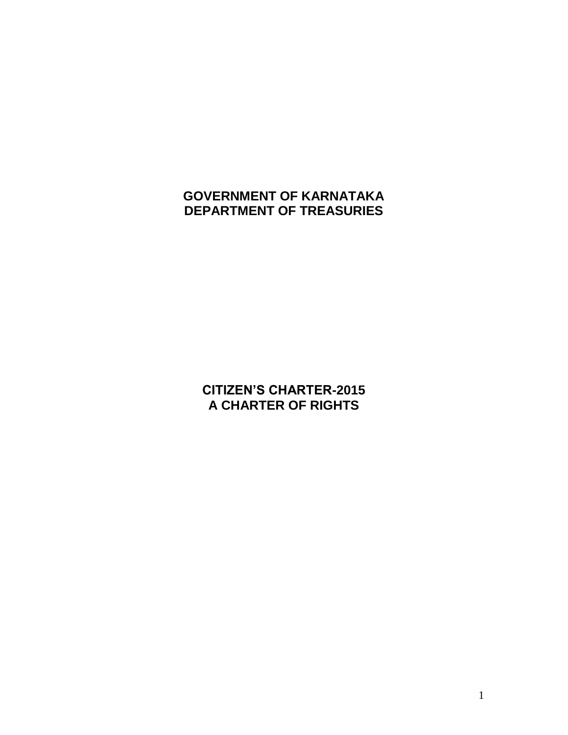# GOVERNMENT OF KARNATAKA
# DEPARTMENT OF TREASURIES

## CITIZEN'S CHARTER-2015
## A CHARTER OF RIGHTS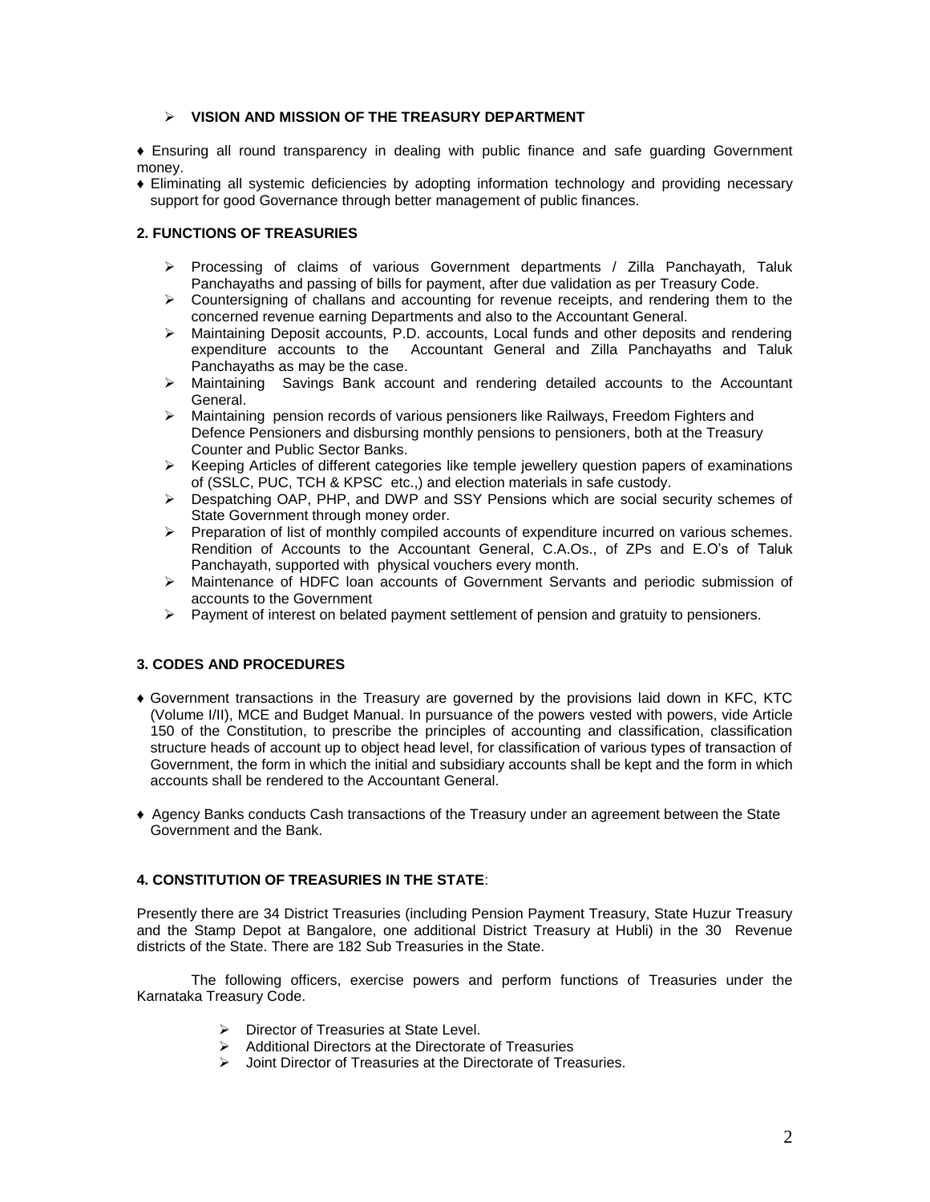## VISION AND MISSION OF THE TREASURY DEPARTMENT

- Ensuring all round transparency in dealing with public finance and safe guarding Government money.
- Eliminating all systemic deficiencies by adopting information technology and providing necessary support for good Governance through better management of public finances.

### 2. FUNCTIONS OF TREASURIES

- Processing of claims of various Government departments / Zilla Panchayath, Taluk Panchayaths and passing of bills for payment, after due validation as per Treasury Code.
- Countersigning of challans and accounting for revenue receipts, and rendering them to the concerned revenue earning Departments and also to the Accountant General.
- Maintaining Deposit accounts, P.D. accounts, Local funds and other deposits and rendering expenditure accounts to the Accountant General and Zilla Panchayaths and Taluk Panchayaths as may be the case.
- Maintaining Savings Bank account and rendering detailed accounts to the Accountant General.
- Maintaining pension records of various pensioners like Railways, Freedom Fighters and Defence Pensioners and disbursing monthly pensions to pensioners, both at the Treasury Counter and Public Sector Banks.
- Keeping Articles of different categories like temple jewellery question papers of examinations of (SSLC, PUC, TCH & KPSC etc.,) and election materials in safe custody.
- Despatching OAP, PHP, and DWP and SSY Pensions which are social security schemes of State Government through money order.
- Preparation of list of monthly compiled accounts of expenditure incurred on various schemes. Rendition of Accounts to the Accountant General, C.A.Os., of ZPs and E.O's of Taluk Panchayath, supported with physical vouchers every month.
- Maintenance of HDFC loan accounts of Government Servants and periodic submission of accounts to the Government
- Payment of interest on belated payment settlement of pension and gratuity to pensioners.

### 3. CODES AND PROCEDURES

- Government transactions in the Treasury are governed by the provisions laid down in KFC, KTC (Volume I/II), MCE and Budget Manual. In pursuance of the powers vested with powers, vide Article 150 of the Constitution, to prescribe the principles of accounting and classification, classification structure heads of account up to object head level, for classification of various types of transaction of Government, the form in which the initial and subsidiary accounts shall be kept and the form in which accounts shall be rendered to the Accountant General.

- Agency Banks conducts Cash transactions of the Treasury under an agreement between the State Government and the Bank.

### 4. CONSTITUTION OF TREASURIES IN THE STATE:

Presently there are 34 District Treasuries (including Pension Payment Treasury, State Huzur Treasury and the Stamp Depot at Bangalore, one additional District Treasury at Hubli) in the 30 Revenue districts of the State. There are 182 Sub Treasuries in the State.

The following officers, exercise powers and perform functions of Treasuries under the Karnataka Treasury Code.

- Director of Treasuries at State Level.
- Additional Directors at the Directorate of Treasuries
- Joint Director of Treasuries at the Directorate of Treasuries.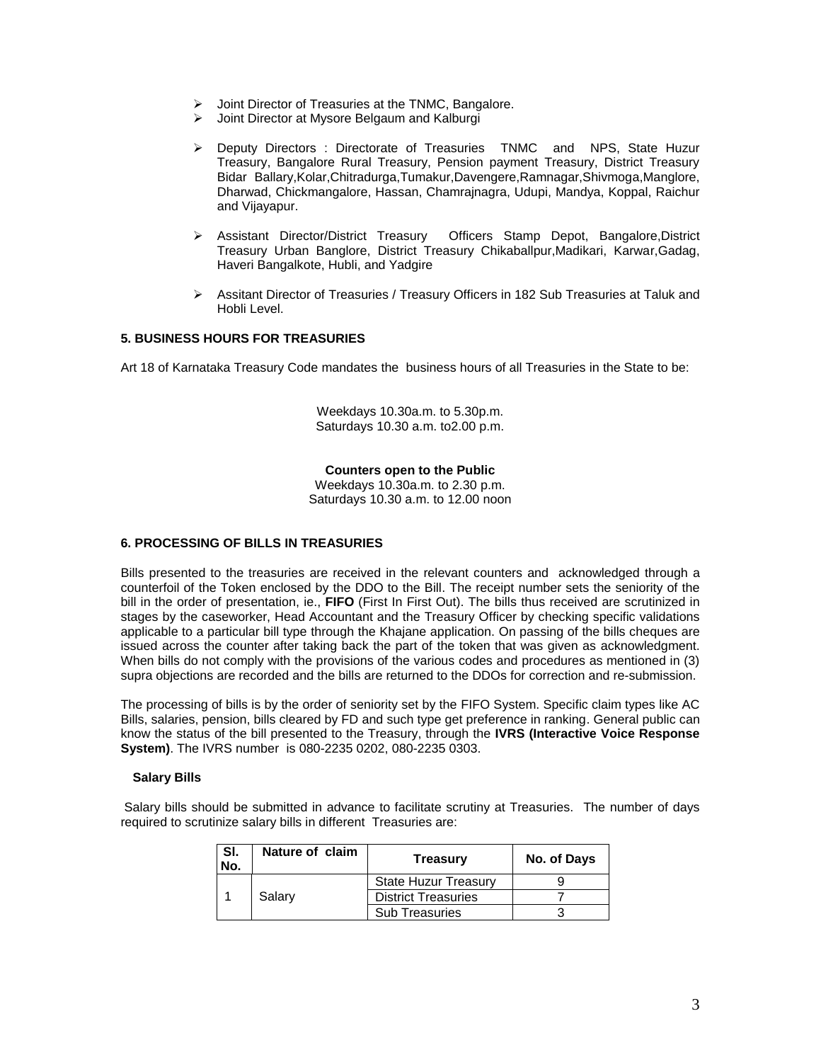- Joint Director of Treasuries at the TNMC, Bangalore.
- Joint Director at Mysore Belgaum and Kalburgi

- Deputy Directors : Directorate of Treasuries TNMC and NPS, State Huzur Treasury, Bangalore Rural Treasury, Pension payment Treasury, District Treasury Bidar Ballary,Kolar,Chitradurga,Tumakur,Davengere,Ramnagar,Shivmoga,Manglore, Dharwad, Chickmangalore, Hassan, Chamrajnagra, Udupi, Mandya, Koppal, Raichur and Vijayapur.

- Assistant Director/District Treasury Officers Stamp Depot, Bangalore,District Treasury Urban Banglore, District Treasury Chikaballpur,Madikari, Karwar,Gadag, Haveri Bangalkote, Hubli, and Yadgire

- Assitant Director of Treasuries / Treasury Officers in 182 Sub Treasuries at Taluk and Hobli Level.

### 5. BUSINESS HOURS FOR TREASURIES

Art 18 of Karnataka Treasury Code mandates the business hours of all Treasuries in the State to be:

Weekdays 10.30a.m. to 5.30p.m.
Saturdays 10.30 a.m. to2.00 p.m.

**Counters open to the Public**
Weekdays 10.30a.m. to 2.30 p.m.
Saturdays 10.30 a.m. to 12.00 noon

### 6. PROCESSING OF BILLS IN TREASURIES

Bills presented to the treasuries are received in the relevant counters and acknowledged through a counterfoil of the Token enclosed by the DDO to the Bill. The receipt number sets the seniority of the bill in the order of presentation, ie., **FIFO** (First In First Out). The bills thus received are scrutinized in stages by the caseworker, Head Accountant and the Treasury Officer by checking specific validations applicable to a particular bill type through the Khajane application. On passing of the bills cheques are issued across the counter after taking back the part of the token that was given as acknowledgment. When bills do not comply with the provisions of the various codes and procedures as mentioned in (3) supra objections are recorded and the bills are returned to the DDOs for correction and re-submission.

The processing of bills is by the order of seniority set by the FIFO System. Specific claim types like AC Bills, salaries, pension, bills cleared by FD and such type get preference in ranking. General public can know the status of the bill presented to the Treasury, through the **IVRS (Interactive Voice Response System)**. The IVRS number is 080-2235 0202, 080-2235 0303.

**Salary Bills**

Salary bills should be submitted in advance to facilitate scrutiny at Treasuries. The number of days required to scrutinize salary bills in different Treasuries are:

| Sl. No. | Nature of claim | Treasury | No. of Days |
|---|---|---|---|
| 1 | Salary | State Huzur Treasury | 9 |
| | | District Treasuries | 7 |
| | | Sub Treasuries | 3 |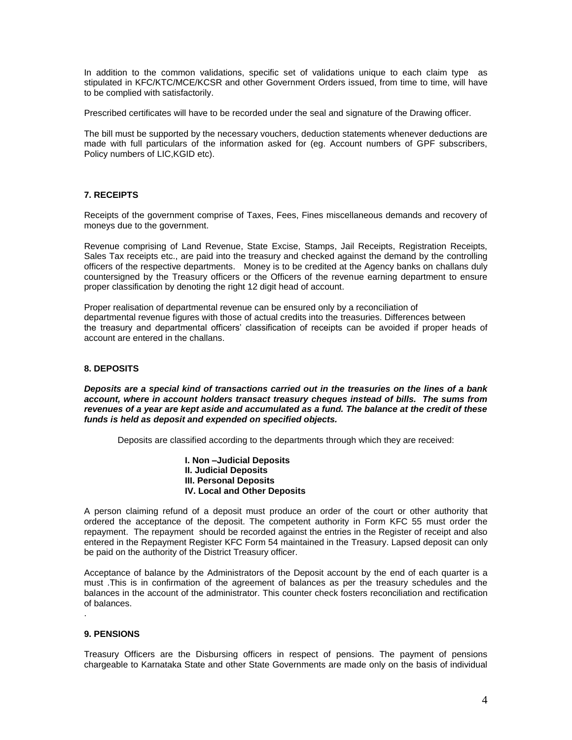In addition to the common validations, specific set of validations unique to each claim type as stipulated in KFC/KTC/MCE/KCSR and other Government Orders issued, from time to time, will have to be complied with satisfactorily.

Prescribed certificates will have to be recorded under the seal and signature of the Drawing officer.

The bill must be supported by the necessary vouchers, deduction statements whenever deductions are made with full particulars of the information asked for (eg. Account numbers of GPF subscribers, Policy numbers of LIC,KGID etc).

### 7. RECEIPTS

Receipts of the government comprise of Taxes, Fees, Fines miscellaneous demands and recovery of moneys due to the government.

Revenue comprising of Land Revenue, State Excise, Stamps, Jail Receipts, Registration Receipts, Sales Tax receipts etc., are paid into the treasury and checked against the demand by the controlling officers of the respective departments. Money is to be credited at the Agency banks on challans duly countersigned by the Treasury officers or the Officers of the revenue earning department to ensure proper classification by denoting the right 12 digit head of account.

Proper realisation of departmental revenue can be ensured only by a reconciliation of departmental revenue figures with those of actual credits into the treasuries. Differences between the treasury and departmental officers' classification of receipts can be avoided if proper heads of account are entered in the challans.

### 8. DEPOSITS

***Deposits are a special kind of transactions carried out in the treasuries on the lines of a bank account, where in account holders transact treasury cheques instead of bills. The sums from revenues of a year are kept aside and accumulated as a fund. The balance at the credit of these funds is held as deposit and expended on specified objects.***

Deposits are classified according to the departments through which they are received:

**I. Non –Judicial Deposits**
**II. Judicial Deposits**
**III. Personal Deposits**
**IV. Local and Other Deposits**

A person claiming refund of a deposit must produce an order of the court or other authority that ordered the acceptance of the deposit. The competent authority in Form KFC 55 must order the repayment. The repayment should be recorded against the entries in the Register of receipt and also entered in the Repayment Register KFC Form 54 maintained in the Treasury. Lapsed deposit can only be paid on the authority of the District Treasury officer.

Acceptance of balance by the Administrators of the Deposit account by the end of each quarter is a must .This is in confirmation of the agreement of balances as per the treasury schedules and the balances in the account of the administrator. This counter check fosters reconciliation and rectification of balances.

### 9. PENSIONS

Treasury Officers are the Disbursing officers in respect of pensions. The payment of pensions chargeable to Karnataka State and other State Governments are made only on the basis of individual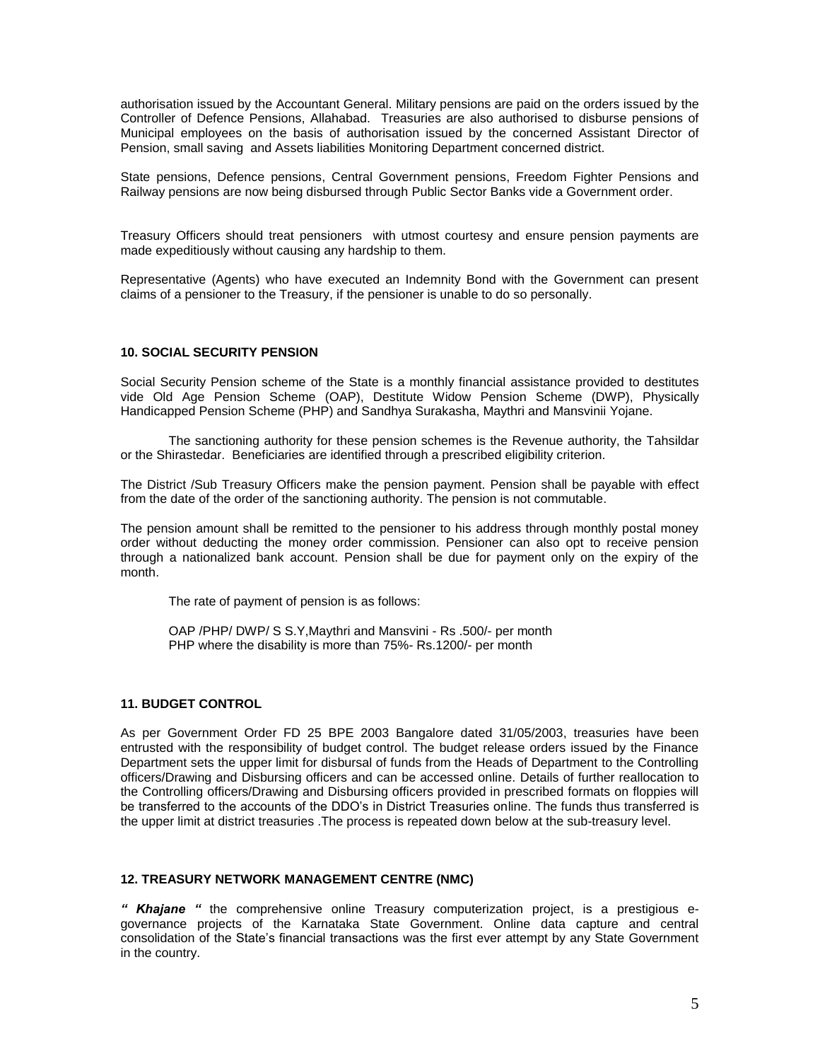authorisation issued by the Accountant General. Military pensions are paid on the orders issued by the Controller of Defence Pensions, Allahabad. Treasuries are also authorised to disburse pensions of Municipal employees on the basis of authorisation issued by the concerned Assistant Director of Pension, small saving and Assets liabilities Monitoring Department concerned district.

State pensions, Defence pensions, Central Government pensions, Freedom Fighter Pensions and Railway pensions are now being disbursed through Public Sector Banks vide a Government order.

Treasury Officers should treat pensioners with utmost courtesy and ensure pension payments are made expeditiously without causing any hardship to them.

Representative (Agents) who have executed an Indemnity Bond with the Government can present claims of a pensioner to the Treasury, if the pensioner is unable to do so personally.

### 10. SOCIAL SECURITY PENSION

Social Security Pension scheme of the State is a monthly financial assistance provided to destitutes vide Old Age Pension Scheme (OAP), Destitute Widow Pension Scheme (DWP), Physically Handicapped Pension Scheme (PHP) and Sandhya Surakasha, Maythri and Mansvinii Yojane.

The sanctioning authority for these pension schemes is the Revenue authority, the Tahsildar or the Shirastedar. Beneficiaries are identified through a prescribed eligibility criterion.

The District /Sub Treasury Officers make the pension payment. Pension shall be payable with effect from the date of the order of the sanctioning authority. The pension is not commutable.

The pension amount shall be remitted to the pensioner to his address through monthly postal money order without deducting the money order commission. Pensioner can also opt to receive pension through a nationalized bank account. Pension shall be due for payment only on the expiry of the month.

The rate of payment of pension is as follows:

OAP /PHP/ DWP/ S S.Y,Maythri and Mansvini - Rs .500/- per month
PHP where the disability is more than 75%- Rs.1200/- per month

### 11. BUDGET CONTROL

As per Government Order FD 25 BPE 2003 Bangalore dated 31/05/2003, treasuries have been entrusted with the responsibility of budget control. The budget release orders issued by the Finance Department sets the upper limit for disbursal of funds from the Heads of Department to the Controlling officers/Drawing and Disbursing officers and can be accessed online. Details of further reallocation to the Controlling officers/Drawing and Disbursing officers provided in prescribed formats on floppies will be transferred to the accounts of the DDO's in District Treasuries online. The funds thus transferred is the upper limit at district treasuries .The process is repeated down below at the sub-treasury level.

### 12. TREASURY NETWORK MANAGEMENT CENTRE (NMC)

***" Khajane "*** the comprehensive online Treasury computerization project, is a prestigious e-governance projects of the Karnataka State Government. Online data capture and central consolidation of the State's financial transactions was the first ever attempt by any State Government in the country.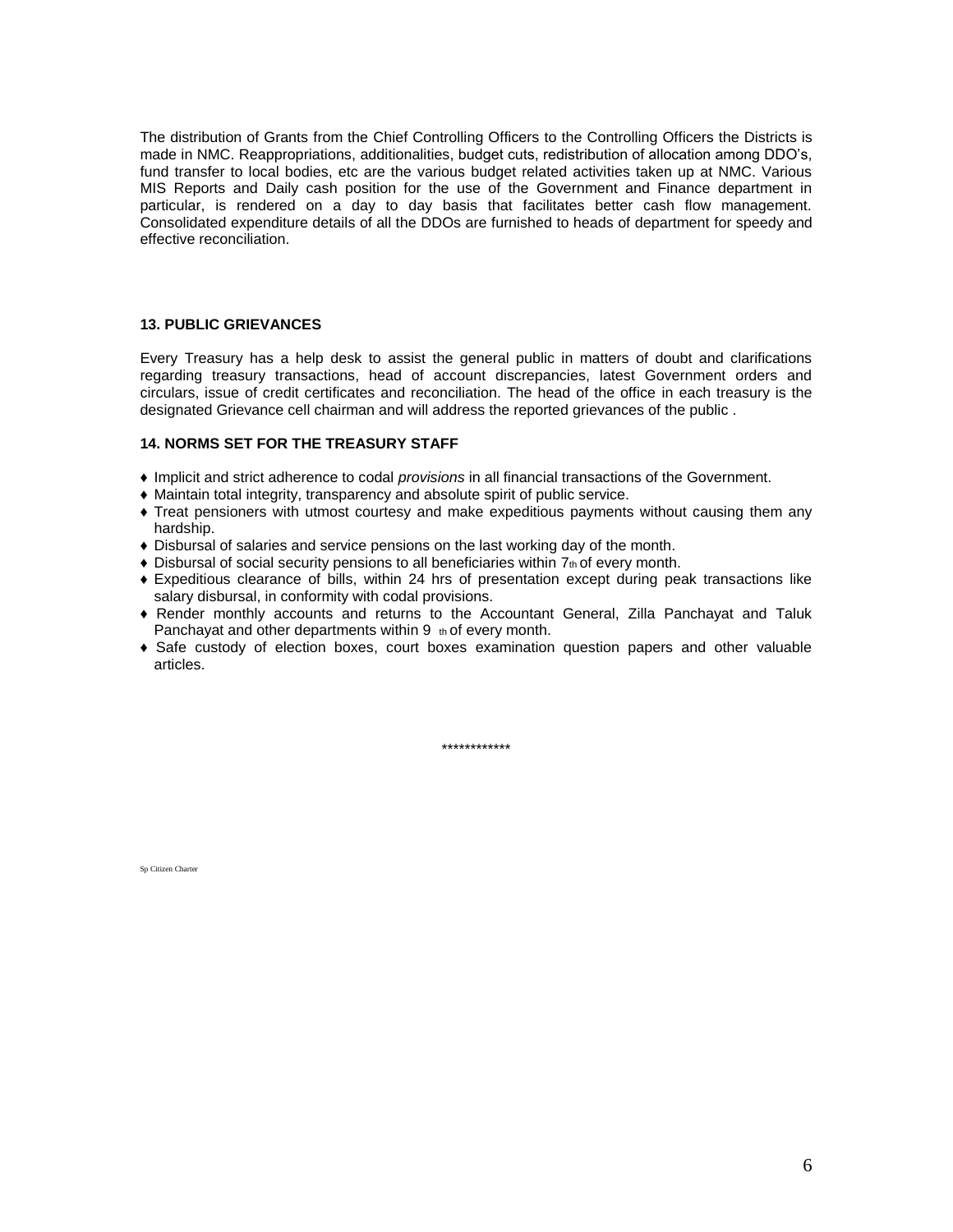The distribution of Grants from the Chief Controlling Officers to the Controlling Officers the Districts is made in NMC. Reappropriations, additionalities, budget cuts, redistribution of allocation among DDO's, fund transfer to local bodies, etc are the various budget related activities taken up at NMC. Various MIS Reports and Daily cash position for the use of the Government and Finance department in particular, is rendered on a day to day basis that facilitates better cash flow management. Consolidated expenditure details of all the DDOs are furnished to heads of department for speedy and effective reconciliation.

### 13. PUBLIC GRIEVANCES

Every Treasury has a help desk to assist the general public in matters of doubt and clarifications regarding treasury transactions, head of account discrepancies, latest Government orders and circulars, issue of credit certificates and reconciliation. The head of the office in each treasury is the designated Grievance cell chairman and will address the reported grievances of the public .

### 14. NORMS SET FOR THE TREASURY STAFF

- Implicit and strict adherence to codal *provisions* in all financial transactions of the Government.
- Maintain total integrity, transparency and absolute spirit of public service.
- Treat pensioners with utmost courtesy and make expeditious payments without causing them any hardship.
- Disbursal of salaries and service pensions on the last working day of the month.
- Disbursal of social security pensions to all beneficiaries within 7th of every month.
- Expeditious clearance of bills, within 24 hrs of presentation except during peak transactions like salary disbursal, in conformity with codal provisions.
- Render monthly accounts and returns to the Accountant General, Zilla Panchayat and Taluk Panchayat and other departments within 9 th of every month.
- Safe custody of election boxes, court boxes examination question papers and other valuable articles.

************